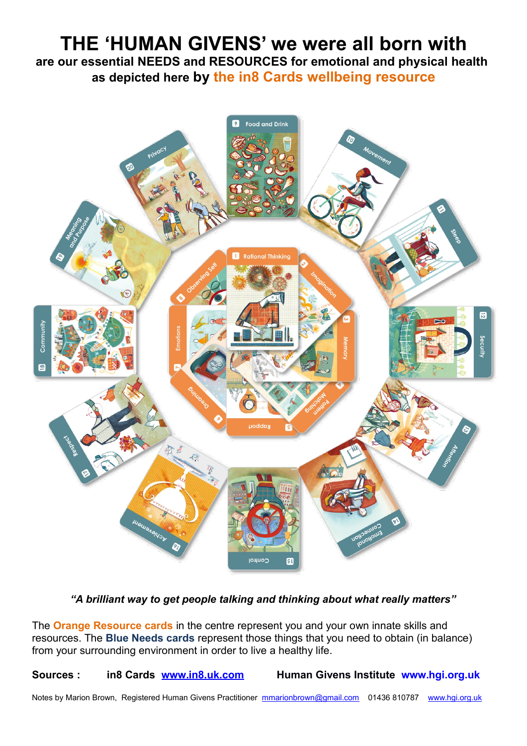# THE 'HUMAN GIVENS' we were all born with

## are our essential NEEDS and RESOURCES for emotional and physical health as depicted here by the in8 Cards wellbeing resource

***"A brilliant way to get people talking and thinking about what really matters"***

The **Orange Resource cards** in the centre represent you and your own innate skills and resources. The **Blue Needs cards** represent those things that you need to obtain (in balance) from your surrounding environment in order to live a healthy life.

**Sources :** **in8 Cards** [www.in8.uk.com](http://www.in8.uk.com) **Human Givens Institute** [www.hgi.org.uk](http://www.hgi.org.uk)

Notes by Marion Brown, Registered Human Givens Practitioner mmarionbrown@gmail.com 01436 810787 www.hgi.org.uk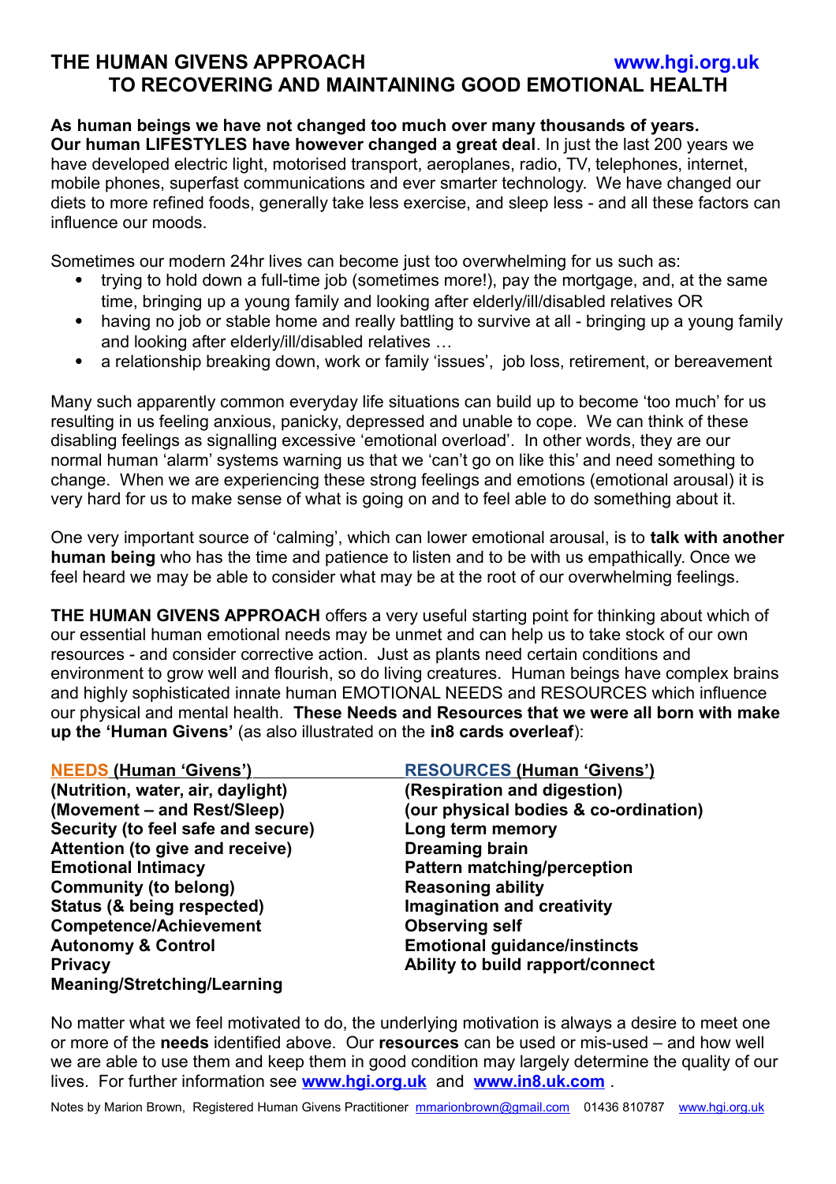# THE HUMAN GIVENS APPROACH TO RECOVERING AND MAINTAINING GOOD EMOTIONAL HEALTH

www.hgi.org.uk

**As human beings we have not changed too much over many thousands of years.**
**Our human LIFESTYLES have however changed a great deal**. In just the last 200 years we have developed electric light, motorised transport, aeroplanes, radio, TV, telephones, internet, mobile phones, superfast communications and ever smarter technology. We have changed our diets to more refined foods, generally take less exercise, and sleep less - and all these factors can influence our moods.

Sometimes our modern 24hr lives can become just too overwhelming for us such as:

- trying to hold down a full-time job (sometimes more!), pay the mortgage, and, at the same time, bringing up a young family and looking after elderly/ill/disabled relatives OR
- having no job or stable home and really battling to survive at all - bringing up a young family and looking after elderly/ill/disabled relatives …
- a relationship breaking down, work or family 'issues', job loss, retirement, or bereavement

Many such apparently common everyday life situations can build up to become 'too much' for us resulting in us feeling anxious, panicky, depressed and unable to cope. We can think of these disabling feelings as signalling excessive 'emotional overload'. In other words, they are our normal human 'alarm' systems warning us that we 'can't go on like this' and need something to change. When we are experiencing these strong feelings and emotions (emotional arousal) it is very hard for us to make sense of what is going on and to feel able to do something about it.

One very important source of 'calming', which can lower emotional arousal, is to **talk with another human being** who has the time and patience to listen and to be with us empathically. Once we feel heard we may be able to consider what may be at the root of our overwhelming feelings.

**THE HUMAN GIVENS APPROACH** offers a very useful starting point for thinking about which of our essential human emotional needs may be unmet and can help us to take stock of our own resources - and consider corrective action. Just as plants need certain conditions and environment to grow well and flourish, so do living creatures. Human beings have complex brains and highly sophisticated innate human EMOTIONAL NEEDS and RESOURCES which influence our physical and mental health. **These Needs and Resources that we were all born with make up the 'Human Givens'** (as also illustrated on the **in8 cards overleaf**):

| NEEDS (Human 'Givens') | RESOURCES (Human 'Givens') |
|---|---|
| **(Nutrition, water, air, daylight)** | **(Respiration and digestion)** |
| **(Movement – and Rest/Sleep)** | **(our physical bodies & co-ordination)** |
| **Security (to feel safe and secure)** | **Long term memory** |
| **Attention (to give and receive)** | **Dreaming brain** |
| **Emotional Intimacy** | **Pattern matching/perception** |
| **Community (to belong)** | **Reasoning ability** |
| **Status (& being respected)** | **Imagination and creativity** |
| **Competence/Achievement** | **Observing self** |
| **Autonomy & Control** | **Emotional guidance/instincts** |
| **Privacy** | **Ability to build rapport/connect** |
| **Meaning/Stretching/Learning** | |

No matter what we feel motivated to do, the underlying motivation is always a desire to meet one or more of the **needs** identified above. Our **resources** can be used or mis-used – and how well we are able to use them and keep them in good condition may largely determine the quality of our lives. For further information see **www.hgi.org.uk** and **www.in8.uk.com** .

Notes by Marion Brown, Registered Human Givens Practitioner mmarionbrown@gmail.com 01436 810787 www.hgi.org.uk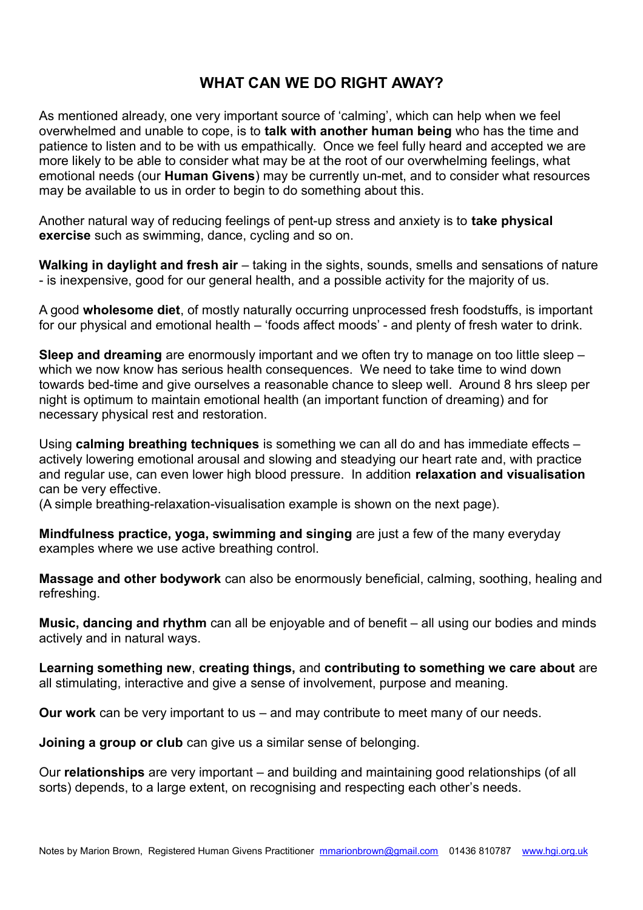# WHAT CAN WE DO RIGHT AWAY?

As mentioned already, one very important source of 'calming', which can help when we feel overwhelmed and unable to cope, is to **talk with another human being** who has the time and patience to listen and to be with us empathically. Once we feel fully heard and accepted we are more likely to be able to consider what may be at the root of our overwhelming feelings, what emotional needs (our **Human Givens**) may be currently un-met, and to consider what resources may be available to us in order to begin to do something about this.

Another natural way of reducing feelings of pent-up stress and anxiety is to **take physical exercise** such as swimming, dance, cycling and so on.

**Walking in daylight and fresh air** – taking in the sights, sounds, smells and sensations of nature - is inexpensive, good for our general health, and a possible activity for the majority of us.

A good **wholesome diet**, of mostly naturally occurring unprocessed fresh foodstuffs, is important for our physical and emotional health – 'foods affect moods' - and plenty of fresh water to drink.

**Sleep and dreaming** are enormously important and we often try to manage on too little sleep – which we now know has serious health consequences. We need to take time to wind down towards bed-time and give ourselves a reasonable chance to sleep well. Around 8 hrs sleep per night is optimum to maintain emotional health (an important function of dreaming) and for necessary physical rest and restoration.

Using **calming breathing techniques** is something we can all do and has immediate effects – actively lowering emotional arousal and slowing and steadying our heart rate and, with practice and regular use, can even lower high blood pressure. In addition **relaxation and visualisation** can be very effective.
(A simple breathing-relaxation-visualisation example is shown on the next page).

**Mindfulness practice, yoga, swimming and singing** are just a few of the many everyday examples where we use active breathing control.

**Massage and other bodywork** can also be enormously beneficial, calming, soothing, healing and refreshing.

**Music, dancing and rhythm** can all be enjoyable and of benefit – all using our bodies and minds actively and in natural ways.

**Learning something new**, **creating things,** and **contributing to something we care about** are all stimulating, interactive and give a sense of involvement, purpose and meaning.

**Our work** can be very important to us – and may contribute to meet many of our needs.

**Joining a group or club** can give us a similar sense of belonging.

Our **relationships** are very important – and building and maintaining good relationships (of all sorts) depends, to a large extent, on recognising and respecting each other's needs.

Notes by Marion Brown, Registered Human Givens Practitioner mmarionbrown@gmail.com 01436 810787 www.hgi.org.uk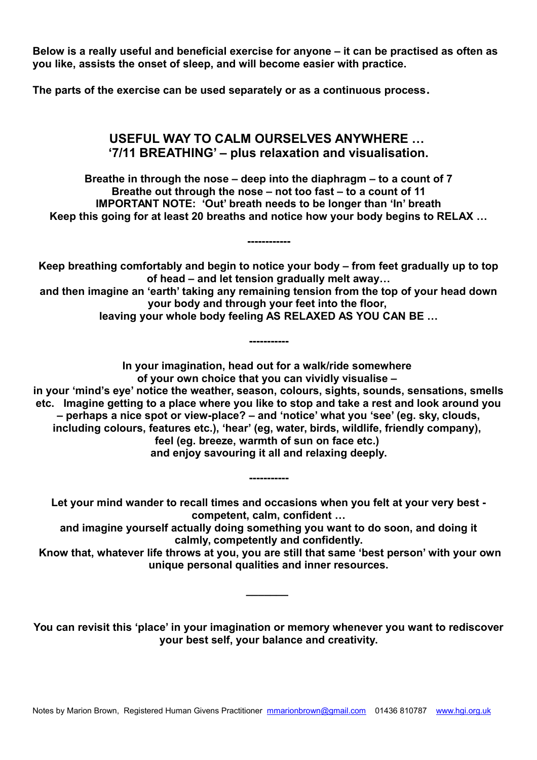**Below is a really useful and beneficial exercise for anyone – it can be practised as often as you like, assists the onset of sleep, and will become easier with practice.**

**The parts of the exercise can be used separately or as a continuous process.**

## USEFUL WAY TO CALM OURSELVES ANYWHERE … ‘7/11 BREATHING’ – plus relaxation and visualisation.

**Breathe in through the nose – deep into the diaphragm – to a count of 7**
**Breathe out through the nose – not too fast – to a count of 11**
**IMPORTANT NOTE: ‘Out’ breath needs to be longer than ‘In’ breath**
**Keep this going for at least 20 breaths and notice how your body begins to RELAX …**

------------

**Keep breathing comfortably and begin to notice your body – from feet gradually up to top of head – and let tension gradually melt away…**
**and then imagine an ‘earth’ taking any remaining tension from the top of your head down your body and through your feet into the floor,**
**leaving your whole body feeling AS RELAXED AS YOU CAN BE …**

-----------

**In your imagination, head out for a walk/ride somewhere of your own choice that you can vividly visualise –**
**in your ‘mind’s eye’ notice the weather, season, colours, sights, sounds, sensations, smells etc. Imagine getting to a place where you like to stop and take a rest and look around you – perhaps a nice spot or view-place? – and ‘notice’ what you ‘see’ (eg. sky, clouds, including colours, features etc.), ‘hear’ (eg, water, birds, wildlife, friendly company), feel (eg. breeze, warmth of sun on face etc.)**
**and enjoy savouring it all and relaxing deeply.**

-----------

**Let your mind wander to recall times and occasions when you felt at your very best - competent, calm, confident …**
**and imagine yourself actually doing something you want to do soon, and doing it calmly, competently and confidently.**
**Know that, whatever life throws at you, you are still that same ‘best person’ with your own unique personal qualities and inner resources.**

________

**You can revisit this ‘place’ in your imagination or memory whenever you want to rediscover your best self, your balance and creativity.**

Notes by Marion Brown, Registered Human Givens Practitioner mmarionbrown@gmail.com 01436 810787 www.hgi.org.uk